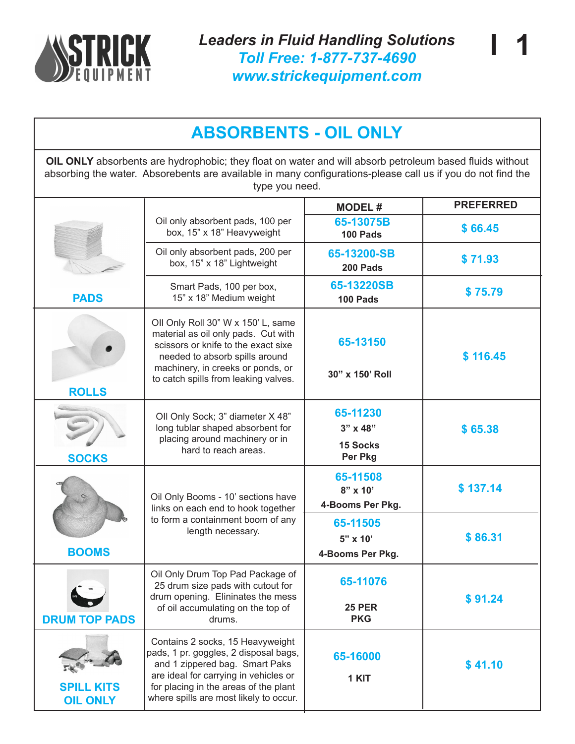STRICK EQUIPMENT

*Leaders in Fluid Handling Solutions*
*Toll Free: 1-877-737-4690*
*www.strickequipment.com*

I 1

## ABSORBENTS - OIL ONLY

**OIL ONLY** absorbents are hydrophobic; they float on water and will absorb petroleum based fluids without absorbing the water. Absorebents are available in many configurations-please call us if you do not find the type you need.

| | | MODEL # | PREFERRED |
|---|---|---|---|
| PADS | Oil only absorbent pads, 100 per box, 15" x 18" Heavyweight | 65-13075B 100 Pads | $ 66.45 |
| | Oil only absorbent pads, 200 per box, 15" x 18" Lightweight | 65-13200-SB 200 Pads | $ 71.93 |
| | Smart Pads, 100 per box, 15" x 18" Medium weight | 65-13220SB 100 Pads | $ 75.79 |
| ROLLS | OIl Only Roll 30" W x 150' L, same material as oil only pads. Cut with scissors or knife to the exact sixe needed to absorb spills around machinery, in creeks or ponds, or to catch spills from leaking valves. | 65-13150 30" x 150' Roll | $ 116.45 |
| SOCKS | OIl Only Sock; 3" diameter X 48" long tublar shaped absorbent for placing around machinery or in hard to reach areas. | 65-11230 3" x 48" 15 Socks Per Pkg | $ 65.38 |
| BOOMS | Oil Only Booms - 10' sections have links on each end to hook together to form a containment boom of any length necessary. | 65-11508 8" x 10' 4-Booms Per Pkg. | $ 137.14 |
| | | 65-11505 5" x 10' 4-Booms Per Pkg. | $ 86.31 |
| DRUM TOP PADS | Oil Only Drum Top Pad Package of 25 drum size pads with cutout for drum opening. Elininates the mess of oil accumulating on the top of drums. | 65-11076 25 PER PKG | $ 91.24 |
| SPILL KITS OIL ONLY | Contains 2 socks, 15 Heavyweight pads, 1 pr. goggles, 2 disposal bags, and 1 zippered bag. Smart Paks are ideal for carrying in vehicles or for placing in the areas of the plant where spills are most likely to occur. | 65-16000 1 KIT | $ 41.10 |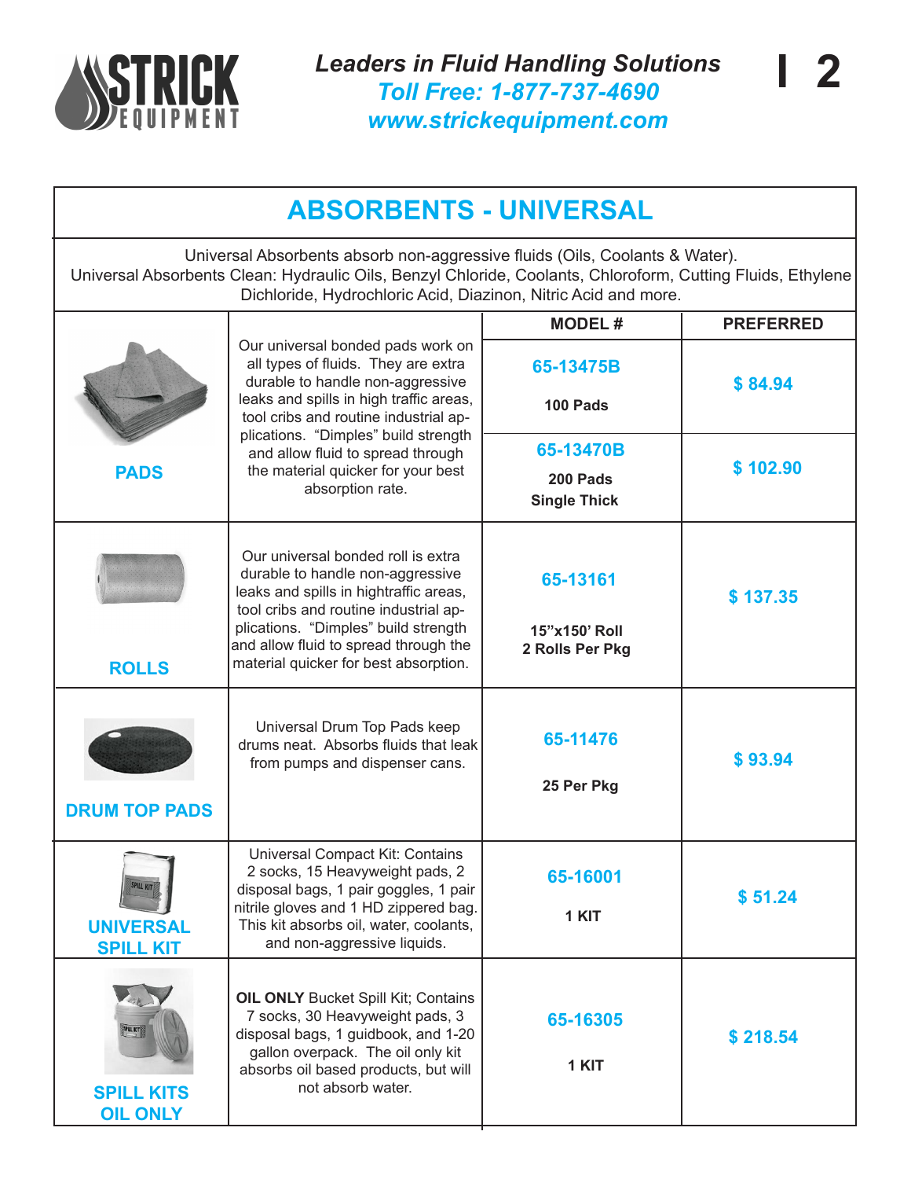## ABSORBENTS - UNIVERSAL

Universal Absorbents absorb non-aggressive fluids (Oils, Coolants & Water).
Universal Absorbents Clean: Hydraulic Oils, Benzyl Chloride, Coolants, Chloroform, Cutting Fluids, Ethylene Dichloride, Hydrochloric Acid, Diazinon, Nitric Acid and more.

| | | MODEL # | PREFERRED |
|---|---|---|---|
| **PADS** | Our universal bonded pads work on all types of fluids. They are extra durable to handle non-aggressive leaks and spills in high traffic areas, tool cribs and routine industrial applications. "Dimples" build strength and allow fluid to spread through the material quicker for your best absorption rate. | **65-13475B** 100 Pads | **$ 84.94** |
| | | **65-13470B** 200 Pads Single Thick | **$ 102.90** |
| **ROLLS** | Our universal bonded roll is extra durable to handle non-aggressive leaks and spills in hightraffic areas, tool cribs and routine industrial applications. "Dimples" build strength and allow fluid to spread through the material quicker for best absorption. | **65-13161** 15"x150' Roll 2 Rolls Per Pkg | **$ 137.35** |
| **DRUM TOP PADS** | Universal Drum Top Pads keep drums neat. Absorbs fluids that leak from pumps and dispenser cans. | **65-11476** 25 Per Pkg | **$ 93.94** |
| **UNIVERSAL SPILL KIT** | Universal Compact Kit: Contains 2 socks, 15 Heavyweight pads, 2 disposal bags, 1 pair goggles, 1 pair nitrile gloves and 1 HD zippered bag. This kit absorbs oil, water, coolants, and non-aggressive liquids. | **65-16001** 1 KIT | **$ 51.24** |
| **SPILL KITS OIL ONLY** | **OIL ONLY** Bucket Spill Kit; Contains 7 socks, 30 Heavyweight pads, 3 disposal bags, 1 guidbook, and 1-20 gallon overpack. The oil only kit absorbs oil based products, but will not absorb water. | **65-16305** 1 KIT | **$ 218.54** |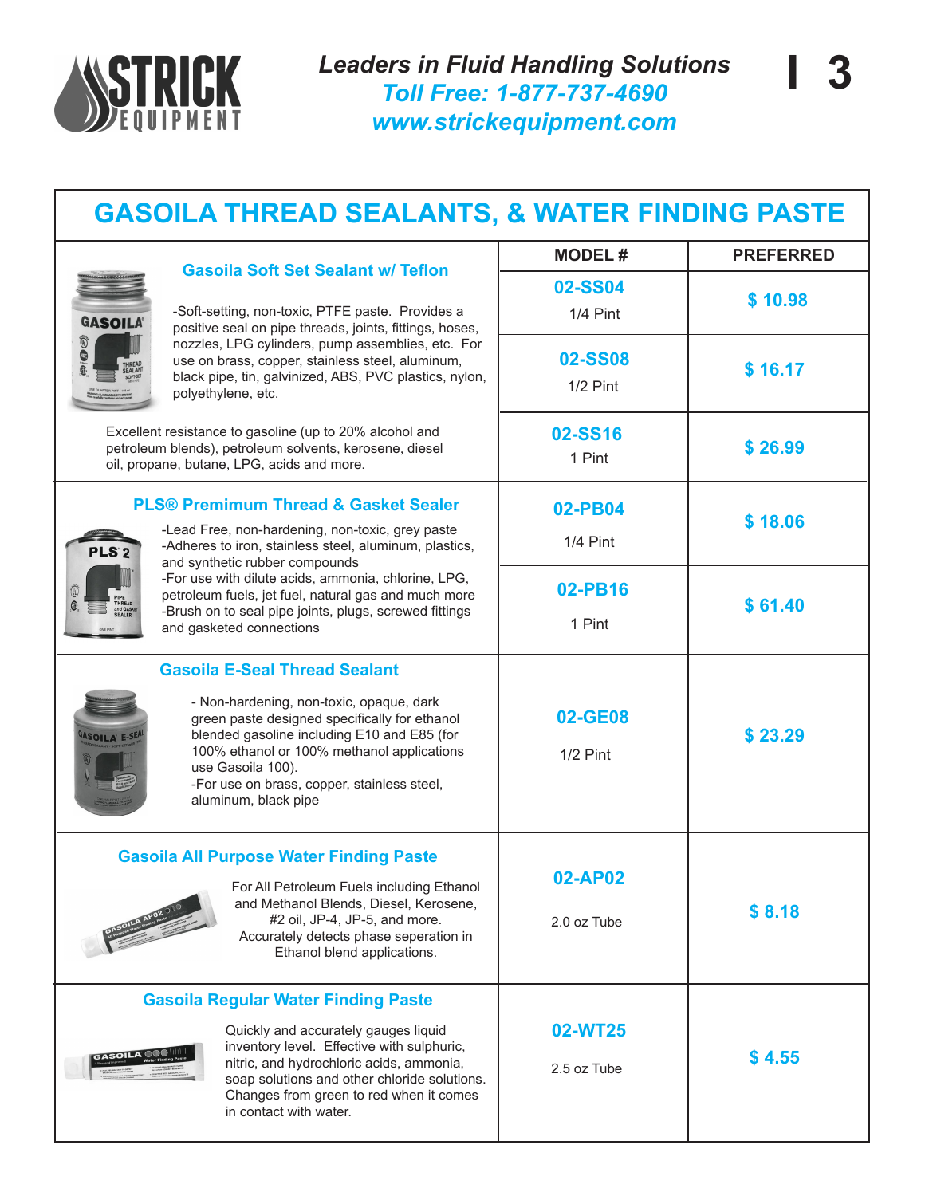## GASOILA THREAD SEALANTS, & WATER FINDING PASTE

| Product | MODEL # | PREFERRED |
|---|---|---|
| **Gasoila Soft Set Sealant w/ Teflon**<br>-Soft-setting, non-toxic, PTFE paste. Provides a positive seal on pipe threads, joints, fittings, hoses, nozzles, LPG cylinders, pump assemblies, etc. For use on brass, copper, stainless steel, aluminum, black pipe, tin, galvinized, ABS, PVC plastics, nylon, polyethylene, etc.<br>Excellent resistance to gasoline (up to 20% alcohol and petroleum blends), petroleum solvents, kerosene, diesel oil, propane, butane, LPG, acids and more. | **02-SS04**<br>1/4 Pint | $ 10.98 |
| | **02-SS08**<br>1/2 Pint | $ 16.17 |
| | **02-SS16**<br>1 Pint | $ 26.99 |
| **PLS® Premimum Thread & Gasket Sealer**<br>-Lead Free, non-hardening, non-toxic, grey paste<br>-Adheres to iron, stainless steel, aluminum, plastics, and synthetic rubber compounds<br>-For use with dilute acids, ammonia, chlorine, LPG, petroleum fuels, jet fuel, natural gas and much more<br>-Brush on to seal pipe joints, plugs, screwed fittings and gasketed connections | **02-PB04**<br>1/4 Pint | $ 18.06 |
| | **02-PB16**<br>1 Pint | $ 61.40 |
| **Gasoila E-Seal Thread Sealant**<br>- Non-hardening, non-toxic, opaque, dark green paste designed specifically for ethanol blended gasoline including E10 and E85 (for 100% ethanol or 100% methanol applications use Gasoila 100).<br>-For use on brass, copper, stainless steel, aluminum, black pipe | **02-GE08**<br>1/2 Pint | $ 23.29 |
| **Gasoila All Purpose Water Finding Paste**<br>For All Petroleum Fuels including Ethanol and Methanol Blends, Diesel, Kerosene, #2 oil, JP-4, JP-5, and more. Accurately detects phase seperation in Ethanol blend applications. | **02-AP02**<br>2.0 oz Tube | $ 8.18 |
| **Gasoila Regular Water Finding Paste**<br>Quickly and accurately gauges liquid inventory level. Effective with sulphuric, nitric, and hydrochloric acids, ammonia, soap solutions and other chloride solutions. Changes from green to red when it comes in contact with water. | **02-WT25**<br>2.5 oz Tube | $ 4.55 |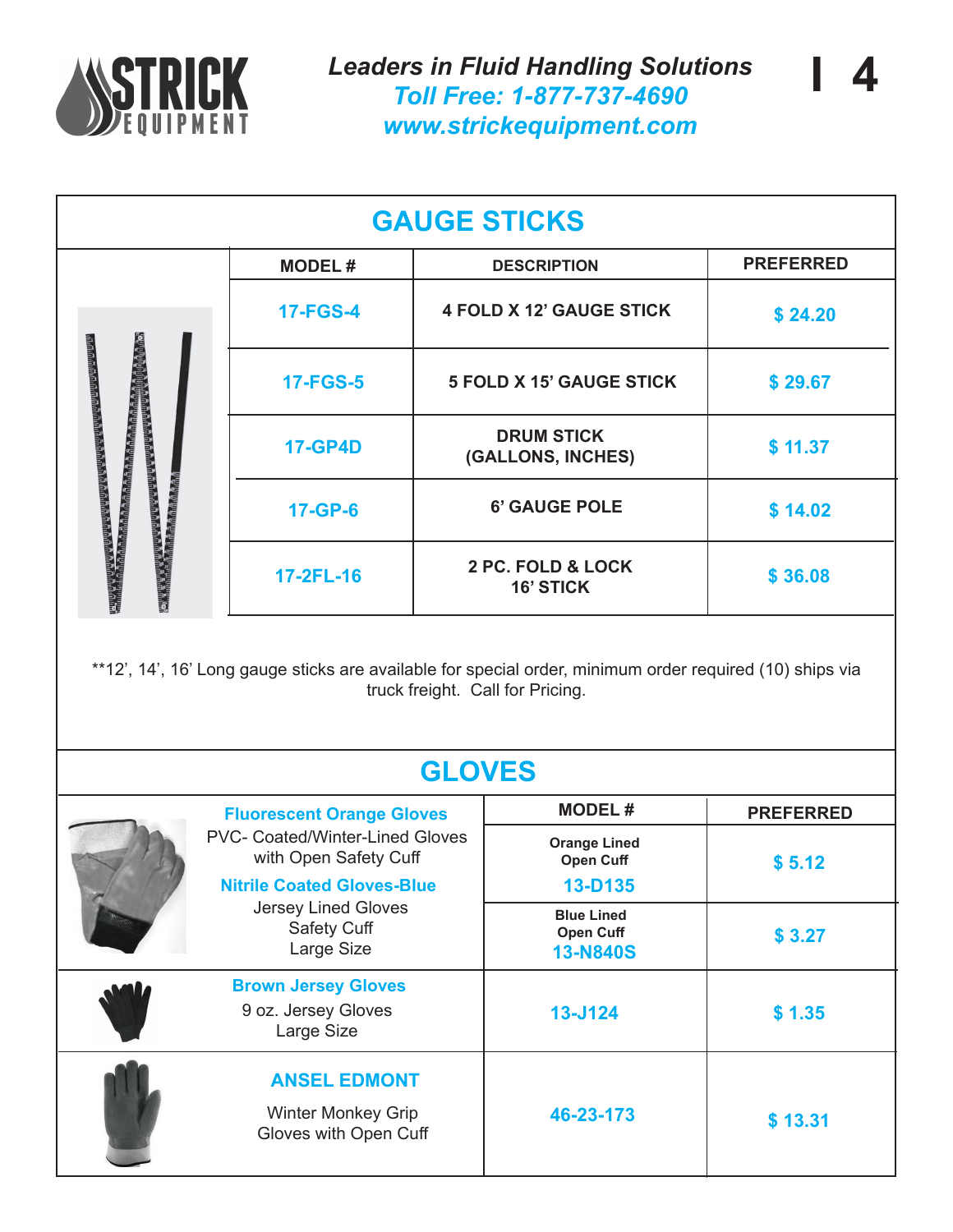**Leaders in Fluid Handling Solutions**
**Toll Free: 1-877-737-4690**
**www.strickequipment.com**

## GAUGE STICKS

| MODEL # | DESCRIPTION | PREFERRED |
|---|---|---|
| 17-FGS-4 | 4 FOLD X 12' GAUGE STICK | $ 24.20 |
| 17-FGS-5 | 5 FOLD X 15' GAUGE STICK | $ 29.67 |
| 17-GP4D | DRUM STICK (GALLONS, INCHES) | $ 11.37 |
| 17-GP-6 | 6' GAUGE POLE | $ 14.02 |
| 17-2FL-16 | 2 PC. FOLD & LOCK 16' STICK | $ 36.08 |

**12', 14', 16' Long gauge sticks are available for special order, minimum order required (10) ships via truck freight. Call for Pricing.

## GLOVES

| | MODEL # | PREFERRED |
|---|---|---|
| **Fluorescent Orange Gloves** PVC- Coated/Winter-Lined Gloves with Open Safety Cuff | Orange Lined Open Cuff 13-D135 | $ 5.12 |
| **Nitrile Coated Gloves-Blue** Jersey Lined Gloves Safety Cuff Large Size | Blue Lined Open Cuff 13-N840S | $ 3.27 |
| **Brown Jersey Gloves** 9 oz. Jersey Gloves Large Size | 13-J124 | $ 1.35 |
| **ANSEL EDMONT** Winter Monkey Grip Gloves with Open Cuff | 46-23-173 | $ 13.31 |